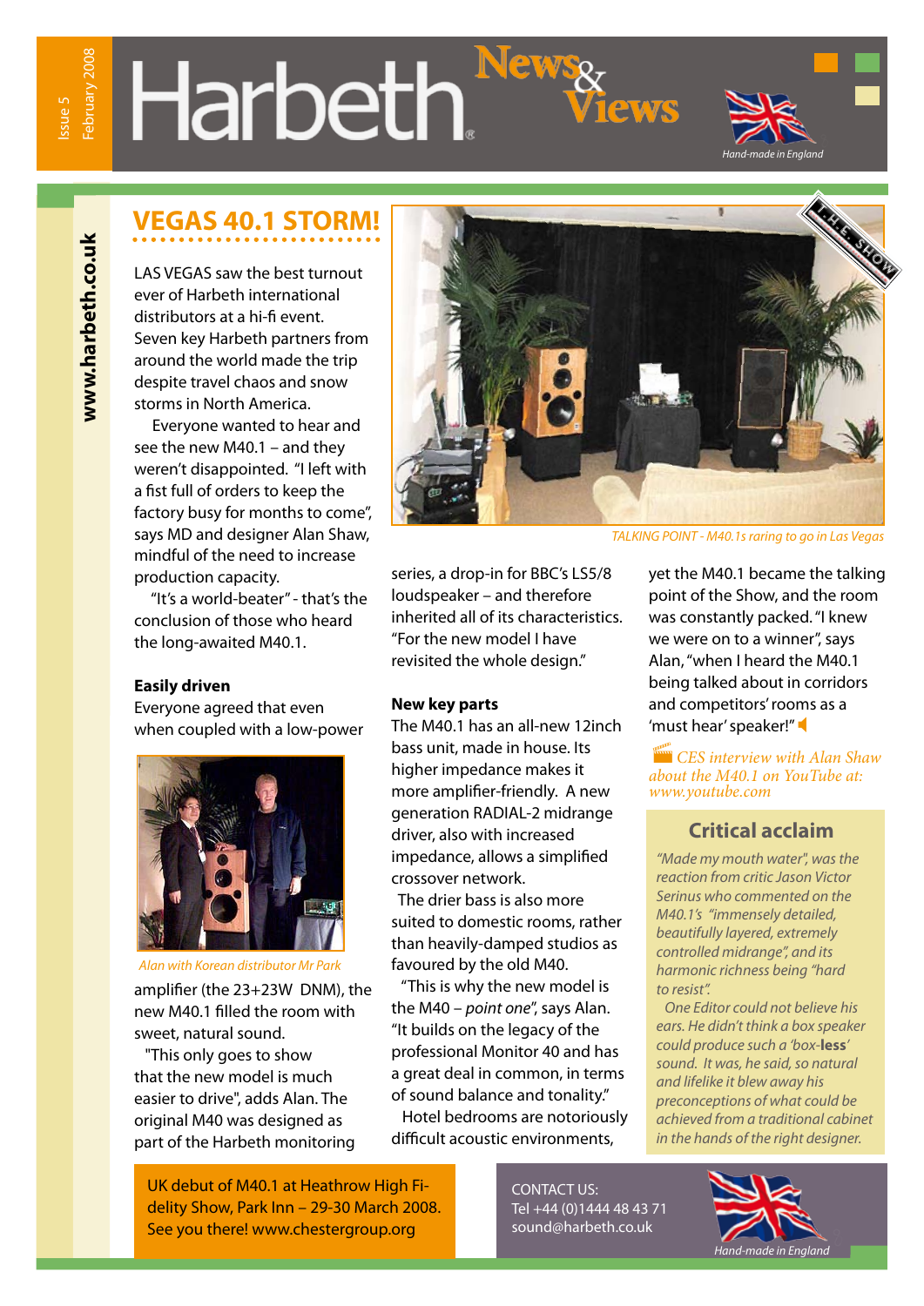# Harbeth News & Views

Issue 5 February 2008

Hand-made in England

www.harbeth.co.uk

## VEGAS 40.1 STORM!

LAS VEGAS saw the best turnout ever of Harbeth international distributors at a hi-fi event. Seven key Harbeth partners from around the world made the trip despite travel chaos and snow storms in North America.

Everyone wanted to hear and see the new M40.1 – and they weren't disappointed. "I left with a fist full of orders to keep the factory busy for months to come", says MD and designer Alan Shaw, mindful of the need to increase production capacity.

"It's a world-beater" - that's the conclusion of those who heard the long-awaited M40.1.

### Easily driven

Everyone agreed that even when coupled with a low-power amplifier (the 23+23W DNM), the new M40.1 filled the room with sweet, natural sound.

"This only goes to show that the new model is much easier to drive", adds Alan. The original M40 was designed as part of the Harbeth monitoring series, a drop-in for BBC's LS5/8 loudspeaker – and therefore inherited all of its characteristics. "For the new model I have revisited the whole design."

*Alan with Korean distributor Mr Park*

### New key parts

The M40.1 has an all-new 12inch bass unit, made in house. Its higher impedance makes it more amplifier-friendly. A new generation RADIAL-2 midrange driver, also with increased impedance, allows a simplified crossover network.

The drier bass is also more suited to domestic rooms, rather than heavily-damped studios as favoured by the old M40.

"This is why the new model is the M40 – *point one*", says Alan. "It builds on the legacy of the professional Monitor 40 and has a great deal in common, in terms of sound balance and tonality."

Hotel bedrooms are notoriously difficult acoustic environments, yet the M40.1 became the talking point of the Show, and the room was constantly packed. "I knew we were on to a winner", says Alan, "when I heard the M40.1 being talked about in corridors and competitors' rooms as a 'must hear' speaker!"

*TALKING POINT - M40.1s raring to go in Las Vegas*

C.E.S. SHOW

*CES interview with Alan Shaw about the M40.1 on YouTube at: www.youtube.com*

### Critical acclaim

*"Made my mouth water", was the reaction from critic Jason Victor Serinus who commented on the M40.1's "immensely detailed, beautifully layered, extremely controlled midrange", and its harmonic richness being "hard to resist".*

*One Editor could not believe his ears. He didn't think a box speaker could produce such a 'box-**less**' sound. It was, he said, so natural and lifelike it blew away his preconceptions of what could be achieved from a traditional cabinet in the hands of the right designer.*

UK debut of M40.1 at Heathrow High Fidelity Show, Park Inn – 29-30 March 2008. See you there! www.chestergroup.org

CONTACT US:
Tel +44 (0)1444 48 43 71
sound@harbeth.co.uk

Hand-made in England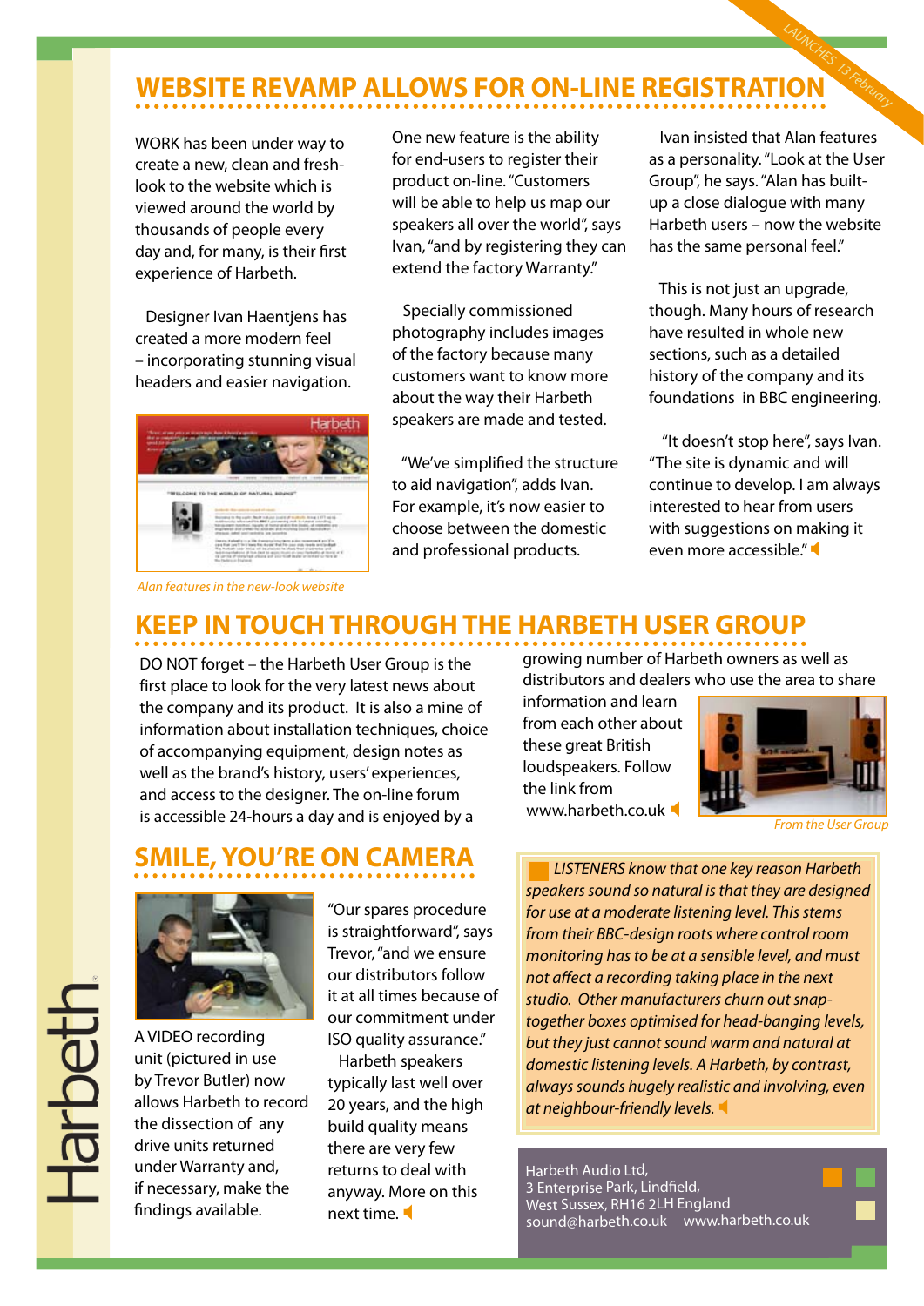LAUNCHES 13 February

## WEBSITE REVAMP ALLOWS FOR ON-LINE REGISTRATION

WORK has been under way to create a new, clean and fresh-look to the website which is viewed around the world by thousands of people every day and, for many, is their first experience of Harbeth.

Designer Ivan Haentjens has created a more modern feel – incorporating stunning visual headers and easier navigation.

*Alan features in the new-look website*

One new feature is the ability for end-users to register their product on-line. "Customers will be able to help us map our speakers all over the world", says Ivan, "and by registering they can extend the factory Warranty."

Specially commissioned photography includes images of the factory because many customers want to know more about the way their Harbeth speakers are made and tested.

"We've simplified the structure to aid navigation", adds Ivan. For example, it's now easier to choose between the domestic and professional products.

Ivan insisted that Alan features as a personality. "Look at the User Group", he says. "Alan has built-up a close dialogue with many Harbeth users – now the website has the same personal feel."

This is not just an upgrade, though. Many hours of research have resulted in whole new sections, such as a detailed history of the company and its foundations in BBC engineering.

"It doesn't stop here", says Ivan. "The site is dynamic and will continue to develop. I am always interested to hear from users with suggestions on making it even more accessible."

## KEEP IN TOUCH THROUGH THE HARBETH USER GROUP

DO NOT forget – the Harbeth User Group is the first place to look for the very latest news about the company and its product. It is also a mine of information about installation techniques, choice of accompanying equipment, design notes as well as the brand's history, users' experiences, and access to the designer. The on-line forum is accessible 24-hours a day and is enjoyed by a growing number of Harbeth owners as well as distributors and dealers who use the area to share information and learn from each other about these great British loudspeakers. Follow the link from www.harbeth.co.uk

*From the User Group*

## SMILE, YOU'RE ON CAMERA

A VIDEO recording unit (pictured in use by Trevor Butler) now allows Harbeth to record the dissection of any drive units returned under Warranty and, if necessary, make the findings available.

"Our spares procedure is straightforward", says Trevor, "and we ensure our distributors follow it at all times because of our commitment under ISO quality assurance."

Harbeth speakers typically last well over 20 years, and the high build quality means there are very few returns to deal with anyway. More on this next time.

*LISTENERS know that one key reason Harbeth speakers sound so natural is that they are designed for use at a moderate listening level. This stems from their BBC-design roots where control room monitoring has to be at a sensible level, and must not affect a recording taking place in the next studio. Other manufacturers churn out snap-together boxes optimised for head-banging levels, but they just cannot sound warm and natural at domestic listening levels. A Harbeth, by contrast, always sounds hugely realistic and involving, even at neighbour-friendly levels.*

Harbeth Audio Ltd,
3 Enterprise Park, Lindfield,
West Sussex, RH16 2LH England
sound@harbeth.co.uk www.harbeth.co.uk